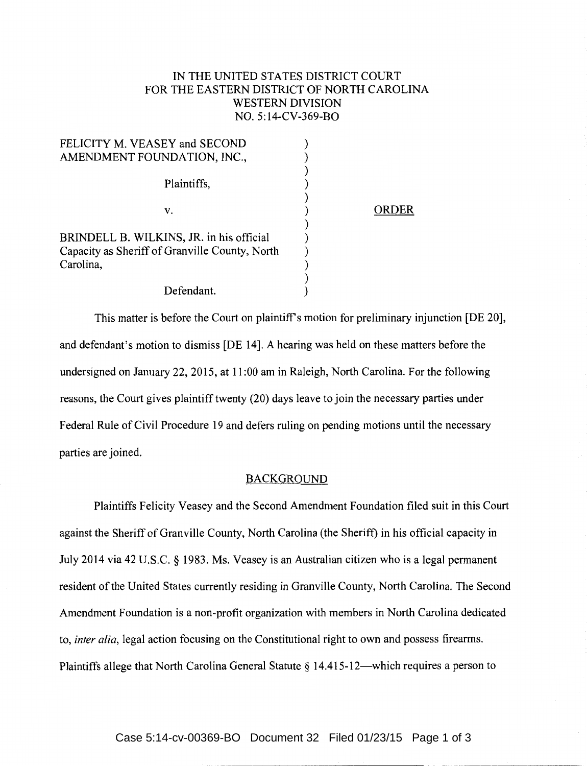IN THE UNITED STATES DISTRICT COURT
FOR THE EASTERN DISTRICT OF NORTH CAROLINA
WESTERN DIVISION
NO. 5:14-CV-369-BO

FELICITY M. VEASEY and SECOND AMENDMENT FOUNDATION, INC.,

Plaintiffs,

v.

BRINDELL B. WILKINS, JR. in his official Capacity as Sheriff of Granville County, North Carolina,

Defendant.

ORDER

This matter is before the Court on plaintiff's motion for preliminary injunction [DE 20], and defendant's motion to dismiss [DE 14]. A hearing was held on these matters before the undersigned on January 22, 2015, at 11:00 am in Raleigh, North Carolina. For the following reasons, the Court gives plaintiff twenty (20) days leave to join the necessary parties under Federal Rule of Civil Procedure 19 and defers ruling on pending motions until the necessary parties are joined.

## BACKGROUND

Plaintiffs Felicity Veasey and the Second Amendment Foundation filed suit in this Court against the Sheriff of Granville County, North Carolina (the Sheriff) in his official capacity in July 2014 via 42 U.S.C. § 1983. Ms. Veasey is an Australian citizen who is a legal permanent resident of the United States currently residing in Granville County, North Carolina. The Second Amendment Foundation is a non-profit organization with members in North Carolina dedicated to, *inter alia*, legal action focusing on the Constitutional right to own and possess firearms. Plaintiffs allege that North Carolina General Statute § 14.415-12—which requires a person to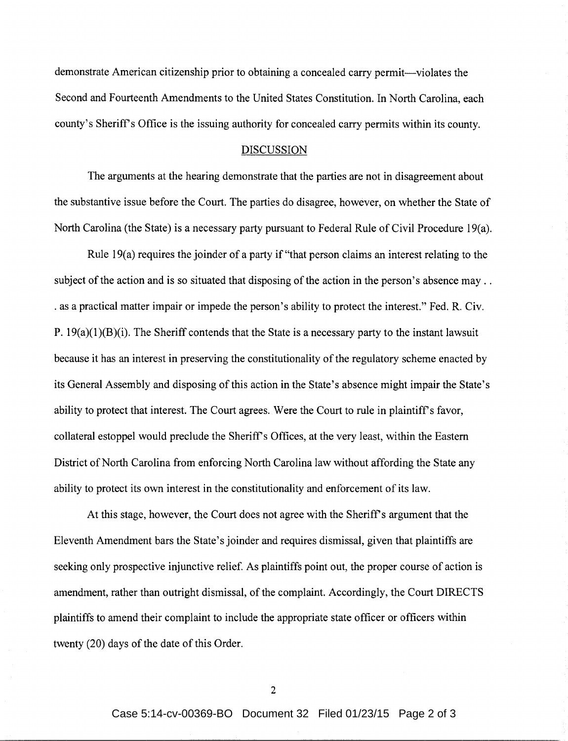demonstrate American citizenship prior to obtaining a concealed carry permit—violates the Second and Fourteenth Amendments to the United States Constitution. In North Carolina, each county's Sheriff's Office is the issuing authority for concealed carry permits within its county.

## DISCUSSION

The arguments at the hearing demonstrate that the parties are not in disagreement about the substantive issue before the Court. The parties do disagree, however, on whether the State of North Carolina (the State) is a necessary party pursuant to Federal Rule of Civil Procedure 19(a).

Rule 19(a) requires the joinder of a party if "that person claims an interest relating to the subject of the action and is so situated that disposing of the action in the person's absence may . . . as a practical matter impair or impede the person's ability to protect the interest." Fed. R. Civ. P. 19(a)(1)(B)(i). The Sheriff contends that the State is a necessary party to the instant lawsuit because it has an interest in preserving the constitutionality of the regulatory scheme enacted by its General Assembly and disposing of this action in the State's absence might impair the State's ability to protect that interest. The Court agrees. Were the Court to rule in plaintiff's favor, collateral estoppel would preclude the Sheriff's Offices, at the very least, within the Eastern District of North Carolina from enforcing North Carolina law without affording the State any ability to protect its own interest in the constitutionality and enforcement of its law.

At this stage, however, the Court does not agree with the Sheriff's argument that the Eleventh Amendment bars the State's joinder and requires dismissal, given that plaintiffs are seeking only prospective injunctive relief. As plaintiffs point out, the proper course of action is amendment, rather than outright dismissal, of the complaint. Accordingly, the Court DIRECTS plaintiffs to amend their complaint to include the appropriate state officer or officers within twenty (20) days of the date of this Order.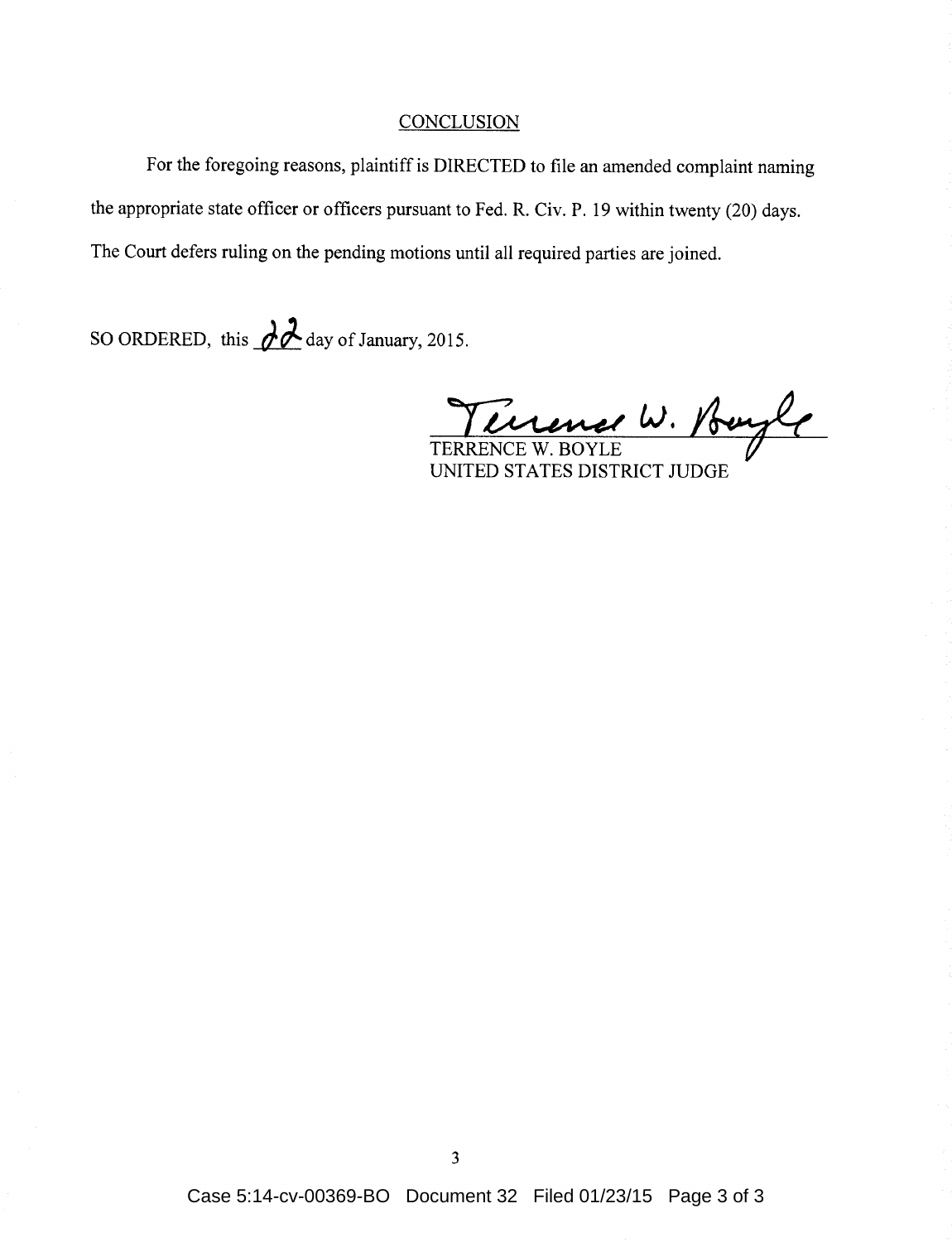## CONCLUSION

For the foregoing reasons, plaintiff is DIRECTED to file an amended complaint naming the appropriate state officer or officers pursuant to Fed. R. Civ. P. 19 within twenty (20) days. The Court defers ruling on the pending motions until all required parties are joined.

SO ORDERED, this 22 day of January, 2015.

Terrence W. Boyle
TERRENCE W. BOYLE
UNITED STATES DISTRICT JUDGE